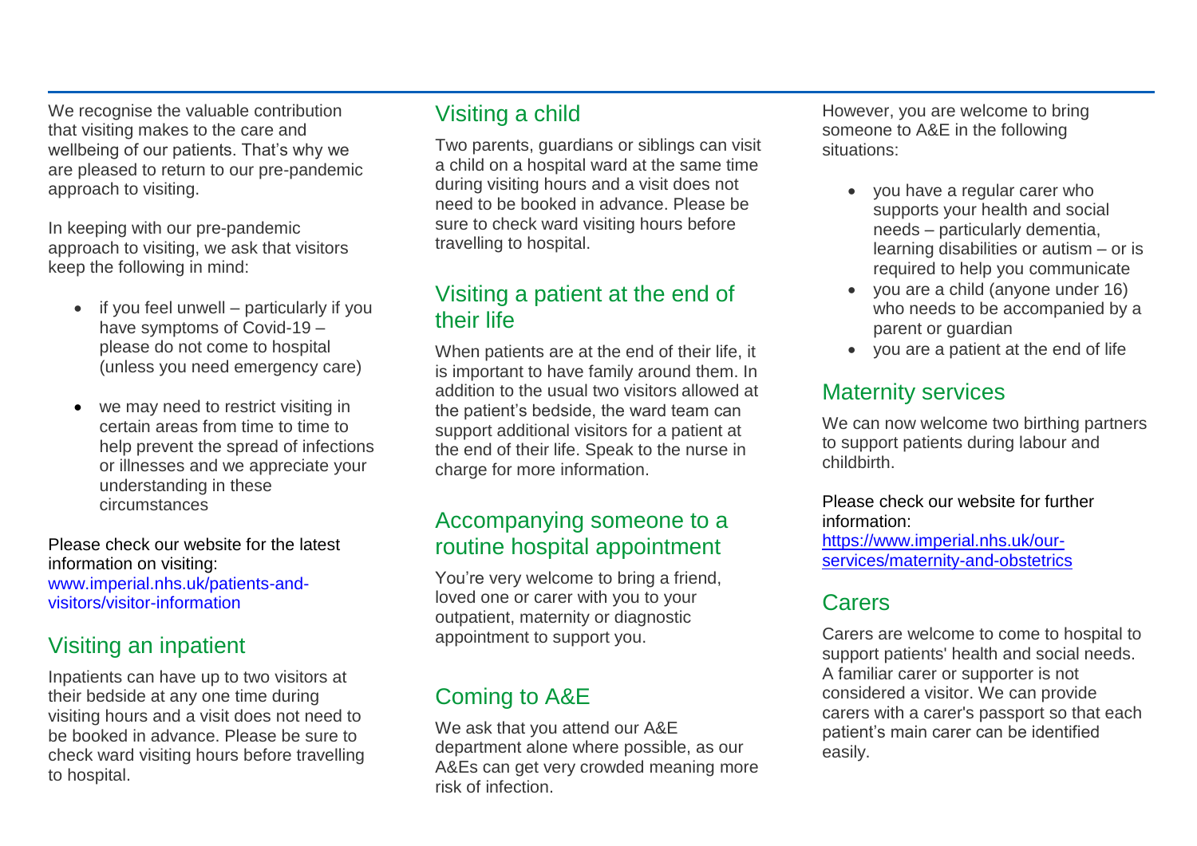We recognise the valuable contribution that visiting makes to the care and wellbeing of our patients. That's why we are pleased to return to our pre-pandemic approach to visiting.

In keeping with our pre-pandemic approach to visiting, we ask that visitors keep the following in mind:

- if you feel unwell – particularly if you have symptoms of Covid-19 – please do not come to hospital (unless you need emergency care)
- we may need to restrict visiting in certain areas from time to time to help prevent the spread of infections or illnesses and we appreciate your understanding in these circumstances

Please check our website for the latest information on visiting:
www.imperial.nhs.uk/patients-and-visitors/visitor-information

## Visiting an inpatient

Inpatients can have up to two visitors at their bedside at any one time during visiting hours and a visit does not need to be booked in advance. Please be sure to check ward visiting hours before travelling to hospital.

## Visiting a child

Two parents, guardians or siblings can visit a child on a hospital ward at the same time during visiting hours and a visit does not need to be booked in advance. Please be sure to check ward visiting hours before travelling to hospital.

## Visiting a patient at the end of their life

When patients are at the end of their life, it is important to have family around them. In addition to the usual two visitors allowed at the patient's bedside, the ward team can support additional visitors for a patient at the end of their life. Speak to the nurse in charge for more information.

## Accompanying someone to a routine hospital appointment

You're very welcome to bring a friend, loved one or carer with you to your outpatient, maternity or diagnostic appointment to support you.

## Coming to A&E

We ask that you attend our A&E department alone where possible, as our A&Es can get very crowded meaning more risk of infection.

However, you are welcome to bring someone to A&E in the following situations:

- you have a regular carer who supports your health and social needs – particularly dementia, learning disabilities or autism – or is required to help you communicate
- you are a child (anyone under 16) who needs to be accompanied by a parent or guardian
- you are a patient at the end of life

## Maternity services

We can now welcome two birthing partners to support patients during labour and childbirth.

Please check our website for further information:
https://www.imperial.nhs.uk/our-services/maternity-and-obstetrics

## Carers

Carers are welcome to come to hospital to support patients' health and social needs. A familiar carer or supporter is not considered a visitor. We can provide carers with a carer's passport so that each patient's main carer can be identified easily.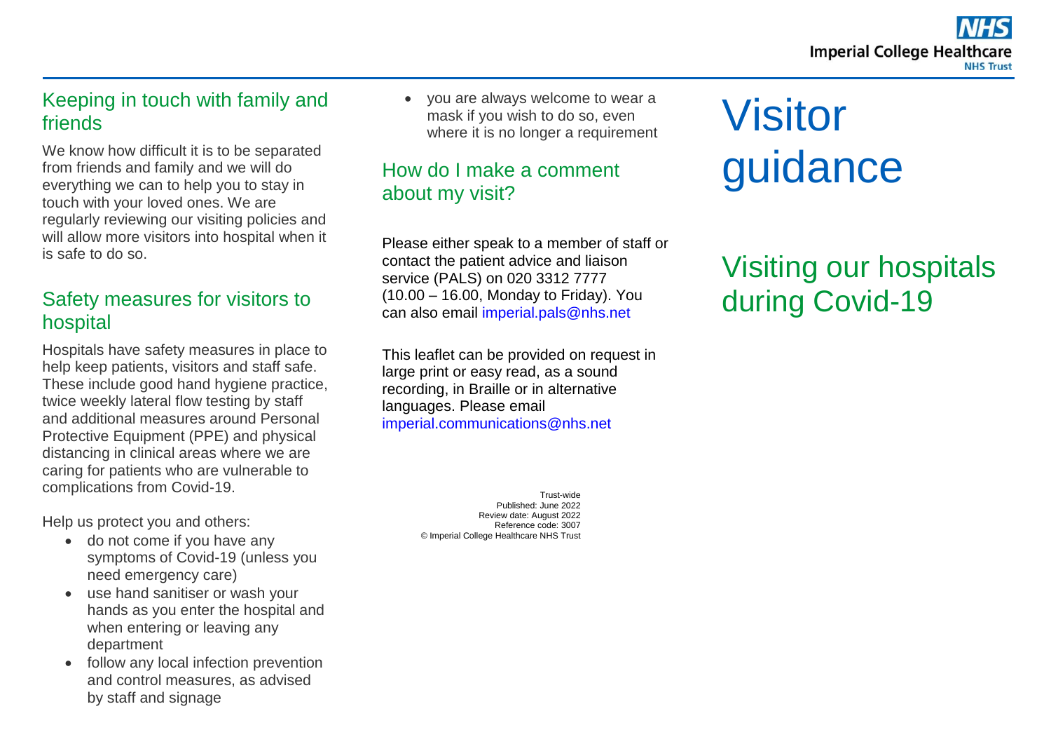## Keeping in touch with family and friends

We know how difficult it is to be separated from friends and family and we will do everything we can to help you to stay in touch with your loved ones. We are regularly reviewing our visiting policies and will allow more visitors into hospital when it is safe to do so.

## Safety measures for visitors to hospital

Hospitals have safety measures in place to help keep patients, visitors and staff safe. These include good hand hygiene practice, twice weekly lateral flow testing by staff and additional measures around Personal Protective Equipment (PPE) and physical distancing in clinical areas where we are caring for patients who are vulnerable to complications from Covid-19.

Help us protect you and others:

- do not come if you have any symptoms of Covid-19 (unless you need emergency care)
- use hand sanitiser or wash your hands as you enter the hospital and when entering or leaving any department
- follow any local infection prevention and control measures, as advised by staff and signage
- you are always welcome to wear a mask if you wish to do so, even where it is no longer a requirement

## How do I make a comment about my visit?

Please either speak to a member of staff or contact the patient advice and liaison service (PALS) on 020 3312 7777 (10.00 – 16.00, Monday to Friday). You can also email imperial.pals@nhs.net

This leaflet can be provided on request in large print or easy read, as a sound recording, in Braille or in alternative languages. Please email imperial.communications@nhs.net

Trust-wide
Published: June 2022
Review date: August 2022
Reference code: 3007
© Imperial College Healthcare NHS Trust

NHS
Imperial College Healthcare
NHS Trust

# Visitor guidance

## Visiting our hospitals during Covid-19